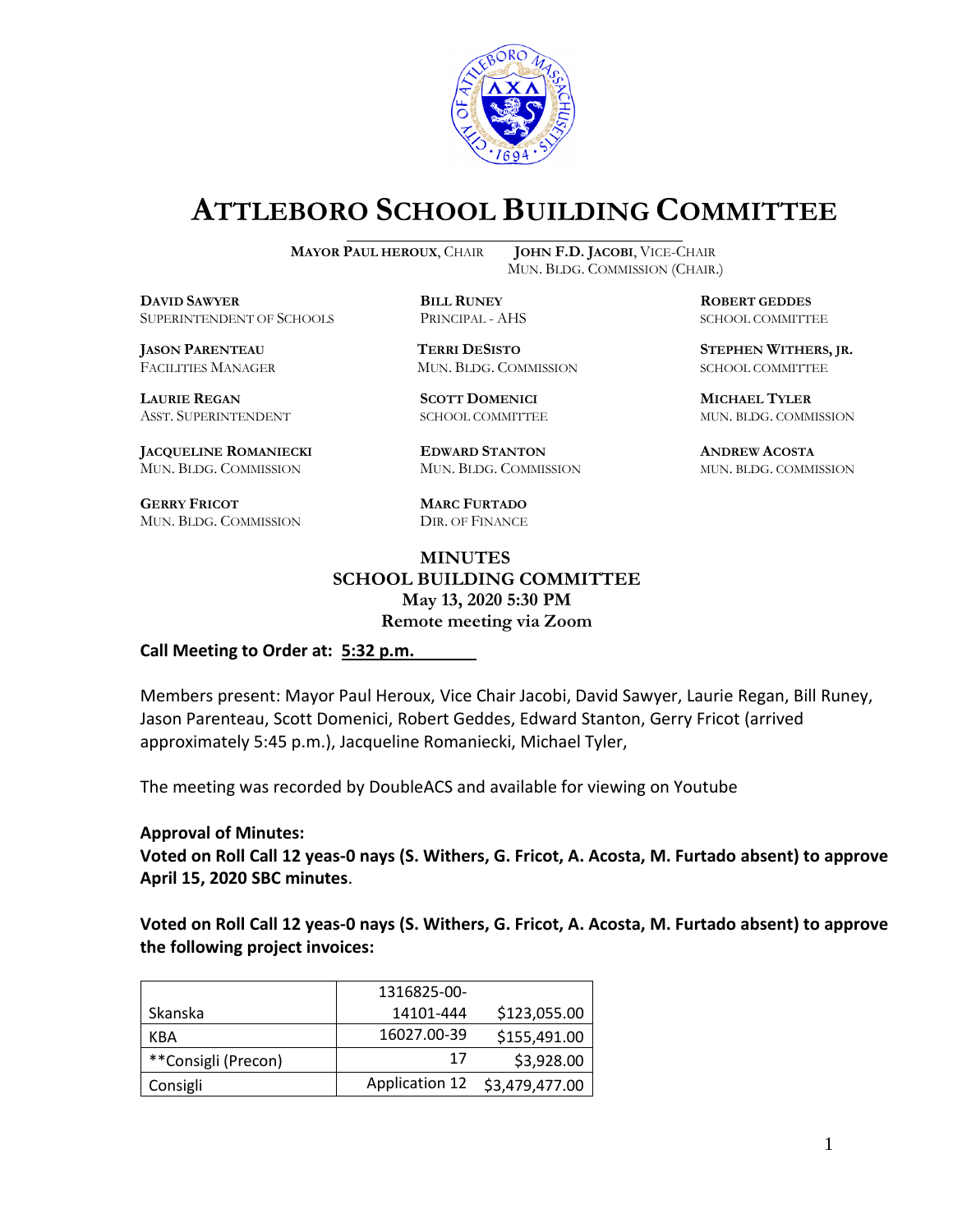# ATTLEBORO SCHOOL BUILDING COMMITTEE

**MAYOR PAUL HEROUX**, CHAIR **JOHN F.D. JACOBI**, VICE-CHAIR
MUN. BLDG. COMMISSION (CHAIR.)

**DAVID SAWYER**
SUPERINTENDENT OF SCHOOLS

**BILL RUNEY**
PRINCIPAL - AHS

**ROBERT GEDDES**
SCHOOL COMMITTEE

**JASON PARENTEAU**
FACILITIES MANAGER

**TERRI DESISTO**
MUN. BLDG. COMMISSION

**STEPHEN WITHERS, JR.**
SCHOOL COMMITTEE

**LAURIE REGAN**
ASST. SUPERINTENDENT

**SCOTT DOMENICI**
SCHOOL COMMITTEE

**MICHAEL TYLER**
MUN. BLDG. COMMISSION

**JACQUELINE ROMANIECKI**
MUN. BLDG. COMMISSION

**EDWARD STANTON**
MUN. BLDG. COMMISSION

**ANDREW ACOSTA**
MUN. BLDG. COMMISSION

**GERRY FRICOT**
MUN. BLDG. COMMISSION

**MARC FURTADO**
DIR. OF FINANCE

**MINUTES**
**SCHOOL BUILDING COMMITTEE**
**May 13, 2020 5:30 PM**
**Remote meeting via Zoom**

**Call Meeting to Order at: 5:32 p.m.**

Members present: Mayor Paul Heroux, Vice Chair Jacobi, David Sawyer, Laurie Regan, Bill Runey, Jason Parenteau, Scott Domenici, Robert Geddes, Edward Stanton, Gerry Fricot (arrived approximately 5:45 p.m.), Jacqueline Romaniecki, Michael Tyler,

The meeting was recorded by DoubleACS and available for viewing on Youtube

**Approval of Minutes:**
**Voted on Roll Call 12 yeas-0 nays (S. Withers, G. Fricot, A. Acosta, M. Furtado absent) to approve April 15, 2020 SBC minutes**.

**Voted on Roll Call 12 yeas-0 nays (S. Withers, G. Fricot, A. Acosta, M. Furtado absent) to approve the following project invoices:**

| | | |
|---|---|---|
| Skanska | 1316825-00-14101-444 | $123,055.00 |
| KBA | 16027.00-39 | $155,491.00 |
| **Consigli (Precon) | 17 | $3,928.00 |
| Consigli | Application 12 | $3,479,477.00 |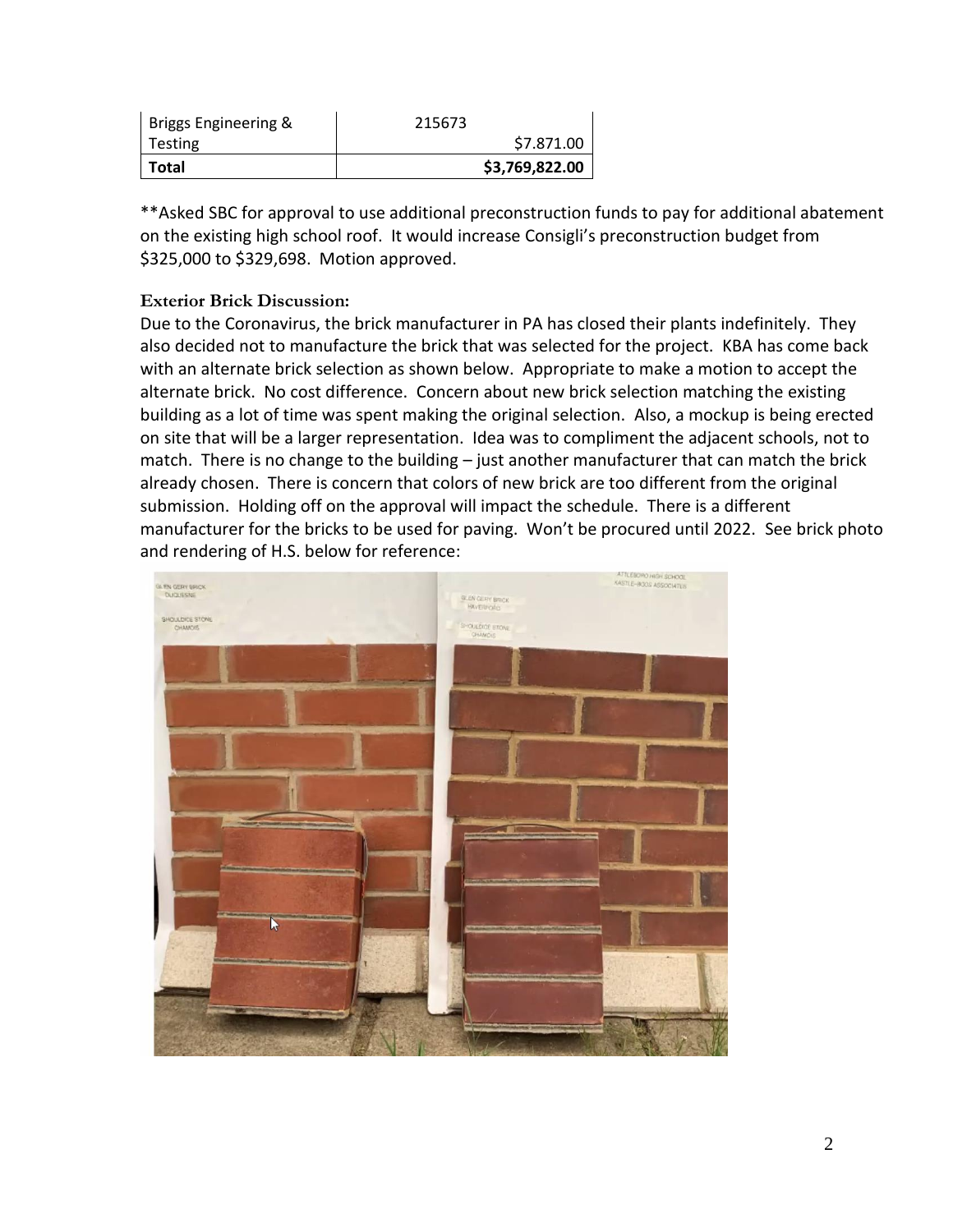| Briggs Engineering & Testing | 215673 $7.871.00 |
| --- | --- |
| **Total** | **$3,769,822.00** |

**Asked SBC for approval to use additional preconstruction funds to pay for additional abatement on the existing high school roof. It would increase Consigli's preconstruction budget from $325,000 to $329,698. Motion approved.

**Exterior Brick Discussion:**

Due to the Coronavirus, the brick manufacturer in PA has closed their plants indefinitely. They also decided not to manufacture the brick that was selected for the project. KBA has come back with an alternate brick selection as shown below. Appropriate to make a motion to accept the alternate brick. No cost difference. Concern about new brick selection matching the existing building as a lot of time was spent making the original selection. Also, a mockup is being erected on site that will be a larger representation. Idea was to compliment the adjacent schools, not to match. There is no change to the building – just another manufacturer that can match the brick already chosen. There is concern that colors of new brick are too different from the original submission. Holding off on the approval will impact the schedule. There is a different manufacturer for the bricks to be used for paving. Won't be procured until 2022. See brick photo and rendering of H.S. below for reference: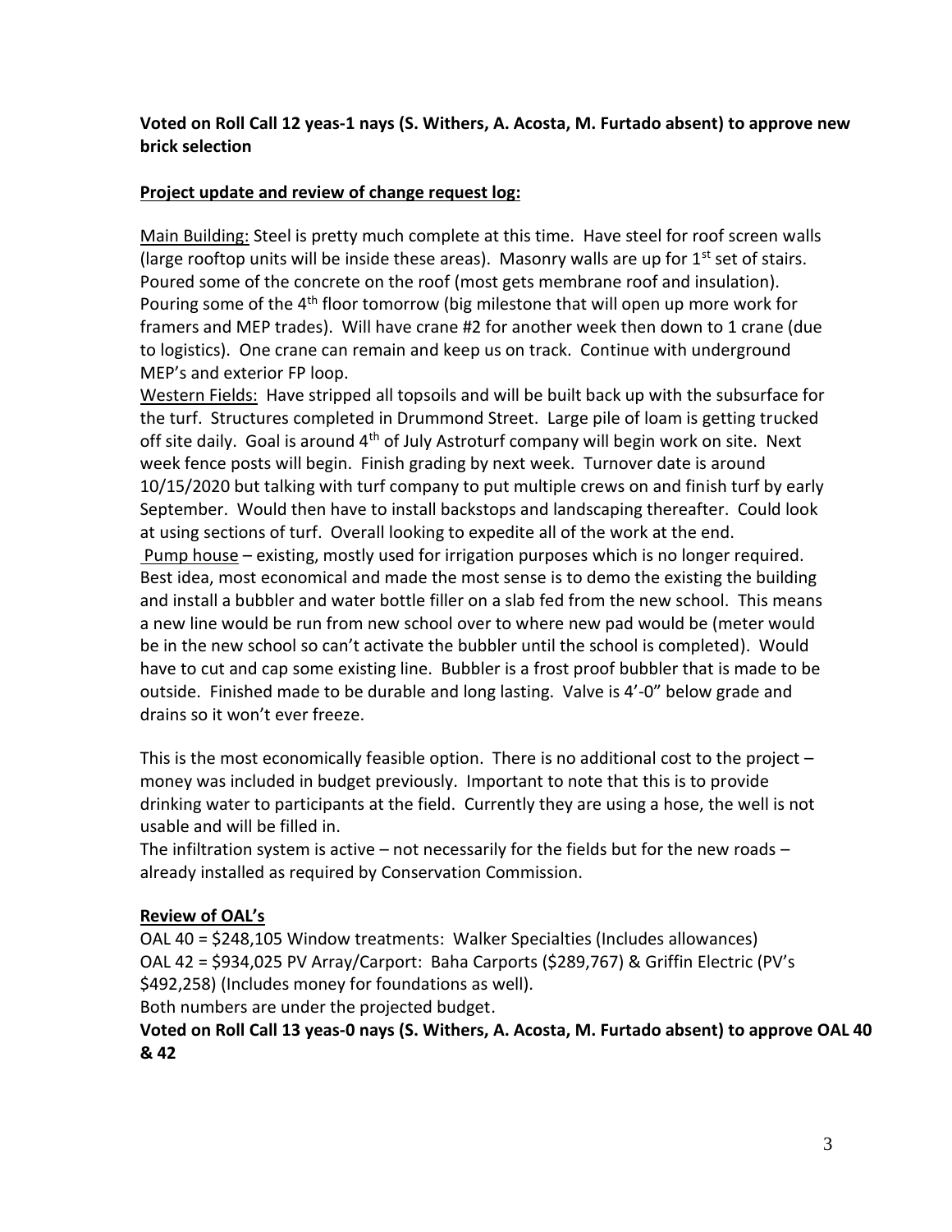**Voted on Roll Call 12 yeas-1 nays (S. Withers, A. Acosta, M. Furtado absent) to approve new brick selection**

**<u>Project update and review of change request log:</u>**

<u>Main Building:</u> Steel is pretty much complete at this time. Have steel for roof screen walls (large rooftop units will be inside these areas). Masonry walls are up for 1st set of stairs. Poured some of the concrete on the roof (most gets membrane roof and insulation). Pouring some of the 4th floor tomorrow (big milestone that will open up more work for framers and MEP trades). Will have crane #2 for another week then down to 1 crane (due to logistics). One crane can remain and keep us on track. Continue with underground MEP's and exterior FP loop.

<u>Western Fields:</u> Have stripped all topsoils and will be built back up with the subsurface for the turf. Structures completed in Drummond Street. Large pile of loam is getting trucked off site daily. Goal is around 4th of July Astroturf company will begin work on site. Next week fence posts will begin. Finish grading by next week. Turnover date is around 10/15/2020 but talking with turf company to put multiple crews on and finish turf by early September. Would then have to install backstops and landscaping thereafter. Could look at using sections of turf. Overall looking to expedite all of the work at the end.

<u>Pump house</u> – existing, mostly used for irrigation purposes which is no longer required. Best idea, most economical and made the most sense is to demo the existing the building and install a bubbler and water bottle filler on a slab fed from the new school. This means a new line would be run from new school over to where new pad would be (meter would be in the new school so can't activate the bubbler until the school is completed). Would have to cut and cap some existing line. Bubbler is a frost proof bubbler that is made to be outside. Finished made to be durable and long lasting. Valve is 4'-0" below grade and drains so it won't ever freeze.

This is the most economically feasible option. There is no additional cost to the project – money was included in budget previously. Important to note that this is to provide drinking water to participants at the field. Currently they are using a hose, the well is not usable and will be filled in.

The infiltration system is active – not necessarily for the fields but for the new roads – already installed as required by Conservation Commission.

**<u>Review of OAL's</u>**

OAL 40 = $248,105 Window treatments: Walker Specialties (Includes allowances)

OAL 42 = $934,025 PV Array/Carport: Baha Carports ($289,767) & Griffin Electric (PV's $492,258) (Includes money for foundations as well).

Both numbers are under the projected budget.

**Voted on Roll Call 13 yeas-0 nays (S. Withers, A. Acosta, M. Furtado absent) to approve OAL 40 & 42**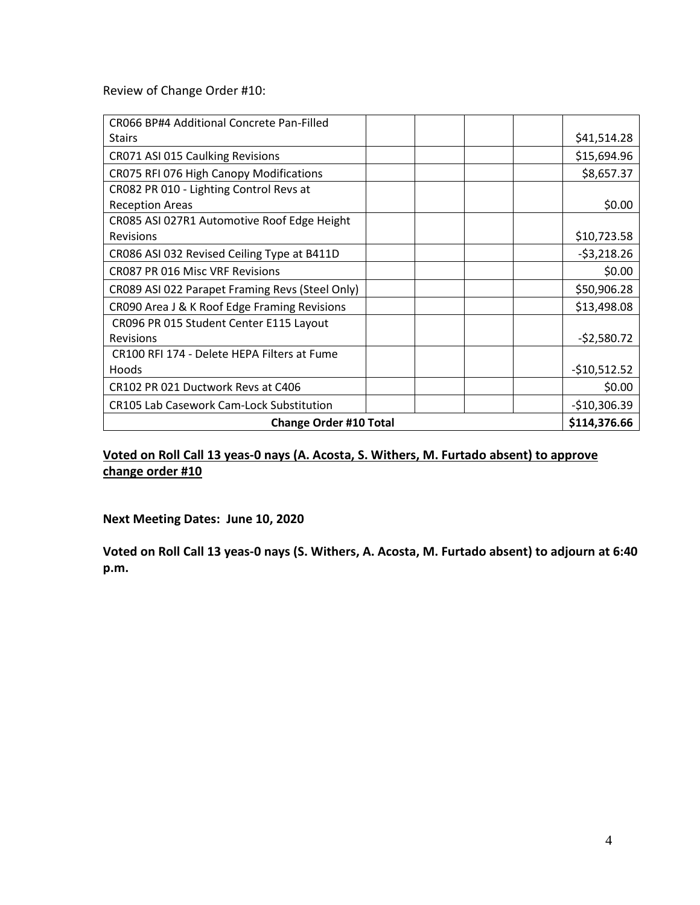Review of Change Order #10:

| | | | | | |
|---|---|---|---|---|---|
| CR066 BP#4 Additional Concrete Pan-Filled Stairs | | | | | $41,514.28 |
| CR071 ASI 015 Caulking Revisions | | | | | $15,694.96 |
| CR075 RFI 076 High Canopy Modifications | | | | | $8,657.37 |
| CR082 PR 010 - Lighting Control Revs at Reception Areas | | | | | $0.00 |
| CR085 ASI 027R1 Automotive Roof Edge Height Revisions | | | | | $10,723.58 |
| CR086 ASI 032 Revised Ceiling Type at B411D | | | | | -$3,218.26 |
| CR087 PR 016 Misc VRF Revisions | | | | | $0.00 |
| CR089 ASI 022 Parapet Framing Revs (Steel Only) | | | | | $50,906.28 |
| CR090 Area J & K Roof Edge Framing Revisions | | | | | $13,498.08 |
| CR096 PR 015 Student Center E115 Layout Revisions | | | | | -$2,580.72 |
| CR100 RFI 174 - Delete HEPA Filters at Fume Hoods | | | | | -$10,512.52 |
| CR102 PR 021 Ductwork Revs at C406 | | | | | $0.00 |
| CR105 Lab Casework Cam-Lock Substitution | | | | | -$10,306.39 |
| **Change Order #10 Total** | | | | | **$114,376.66** |

**Voted on Roll Call 13 yeas-0 nays (A. Acosta, S. Withers, M. Furtado absent) to approve change order #10**

**Next Meeting Dates: June 10, 2020**

**Voted on Roll Call 13 yeas-0 nays (S. Withers, A. Acosta, M. Furtado absent) to adjourn at 6:40 p.m.**